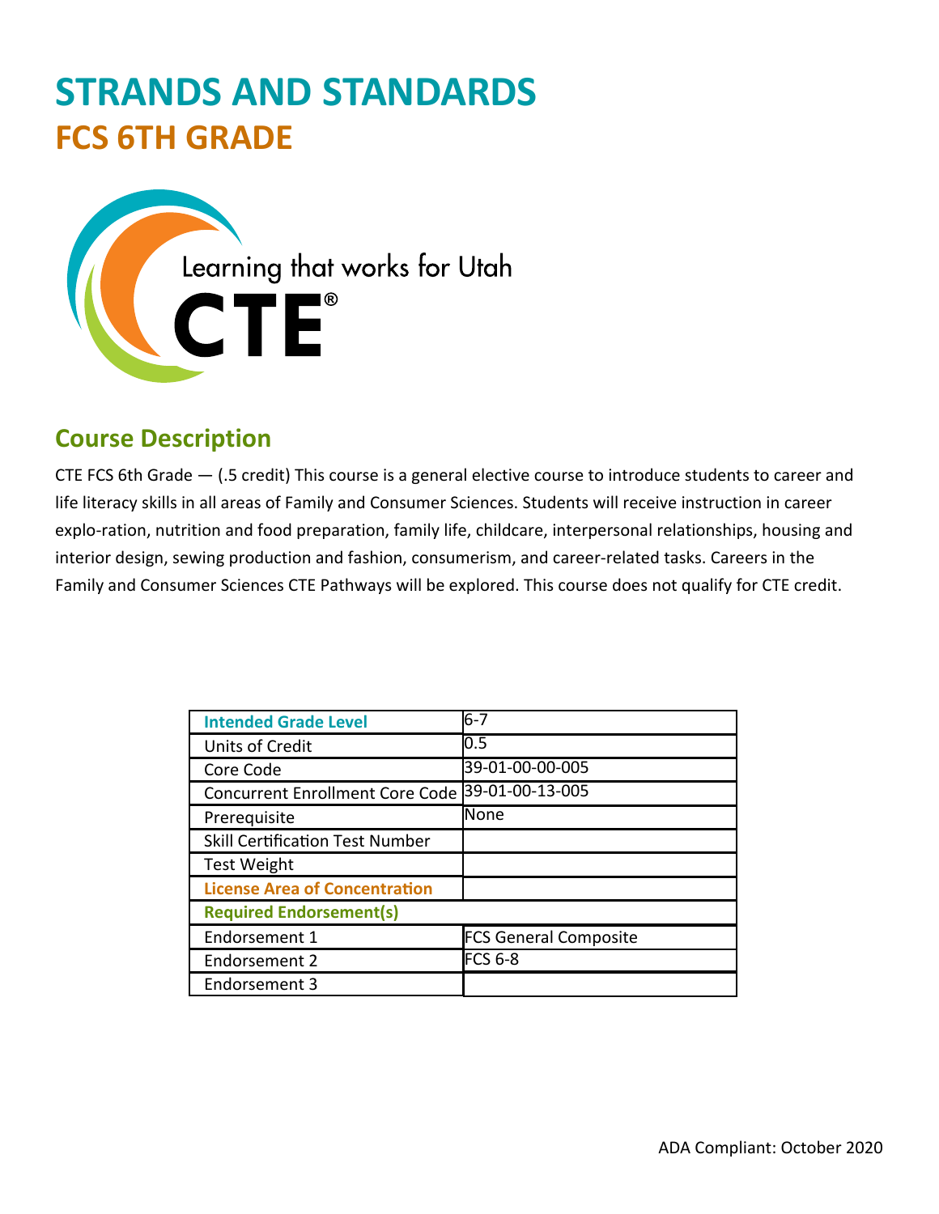# STRANDS AND STANDARDS

## FCS 6TH GRADE

Learning that works for Utah

CTE®

## Course Description

CTE FCS 6th Grade — (.5 credit) This course is a general elective course to introduce students to career and life literacy skills in all areas of Family and Consumer Sciences. Students will receive instruction in career explo-ration, nutrition and food preparation, family life, childcare, interpersonal relationships, housing and interior design, sewing production and fashion, consumerism, and career-related tasks. Careers in the Family and Consumer Sciences CTE Pathways will be explored. This course does not qualify for CTE credit.

| Intended Grade Level | 6-7 |
|---|---|
| Units of Credit | 0.5 |
| Core Code | 39-01-00-00-005 |
| Concurrent Enrollment Core Code | 39-01-00-13-005 |
| Prerequisite | None |
| Skill Certification Test Number | |
| Test Weight | |
| License Area of Concentration | |
| Required Endorsement(s) | |
| Endorsement 1 | FCS General Composite |
| Endorsement 2 | FCS 6-8 |
| Endorsement 3 | |

ADA Compliant: October 2020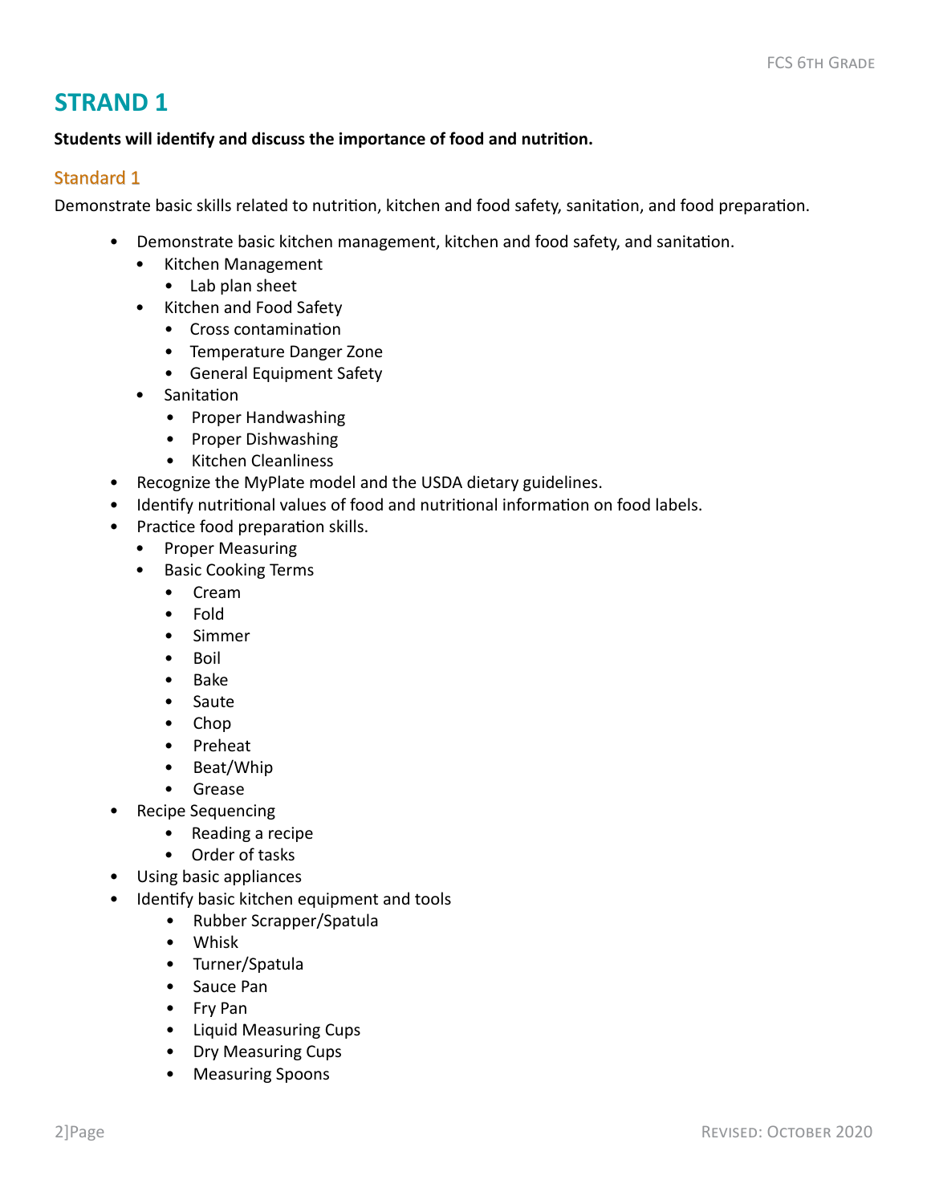# STRAND 1

**Students will identify and discuss the importance of food and nutrition.**

## Standard 1

Demonstrate basic skills related to nutrition, kitchen and food safety, sanitation, and food preparation.

- Demonstrate basic kitchen management, kitchen and food safety, and sanitation.
  - Kitchen Management
    - Lab plan sheet
  - Kitchen and Food Safety
    - Cross contamination
    - Temperature Danger Zone
    - General Equipment Safety
  - Sanitation
    - Proper Handwashing
    - Proper Dishwashing
    - Kitchen Cleanliness
- Recognize the MyPlate model and the USDA dietary guidelines.
- Identify nutritional values of food and nutritional information on food labels.
- Practice food preparation skills.
  - Proper Measuring
  - Basic Cooking Terms
    - Cream
    - Fold
    - Simmer
    - Boil
    - Bake
    - Saute
    - Chop
    - Preheat
    - Beat/Whip
    - Grease
- Recipe Sequencing
  - Reading a recipe
  - Order of tasks
- Using basic appliances
- Identify basic kitchen equipment and tools
  - Rubber Scrapper/Spatula
  - Whisk
  - Turner/Spatula
  - Sauce Pan
  - Fry Pan
  - Liquid Measuring Cups
  - Dry Measuring Cups
  - Measuring Spoons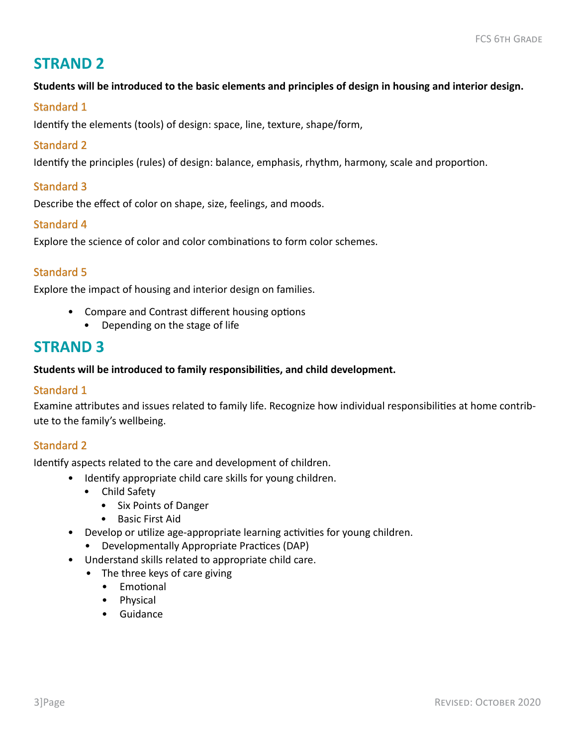## STRAND 2

**Students will be introduced to the basic elements and principles of design in housing and interior design.**

### Standard 1

Identify the elements (tools) of design: space, line, texture, shape/form,

### Standard 2

Identify the principles (rules) of design: balance, emphasis, rhythm, harmony, scale and proportion.

### Standard 3

Describe the effect of color on shape, size, feelings, and moods.

### Standard 4

Explore the science of color and color combinations to form color schemes.

### Standard 5

Explore the impact of housing and interior design on families.

- Compare and Contrast different housing options
  - Depending on the stage of life

## STRAND 3

**Students will be introduced to family responsibilities, and child development.**

### Standard 1

Examine attributes and issues related to family life. Recognize how individual responsibilities at home contribute to the family's wellbeing.

### Standard 2

Identify aspects related to the care and development of children.

- Identify appropriate child care skills for young children.
  - Child Safety
    - Six Points of Danger
    - Basic First Aid
- Develop or utilize age-appropriate learning activities for young children.
  - Developmentally Appropriate Practices (DAP)
- Understand skills related to appropriate child care.
  - The three keys of care giving
    - Emotional
    - Physical
    - Guidance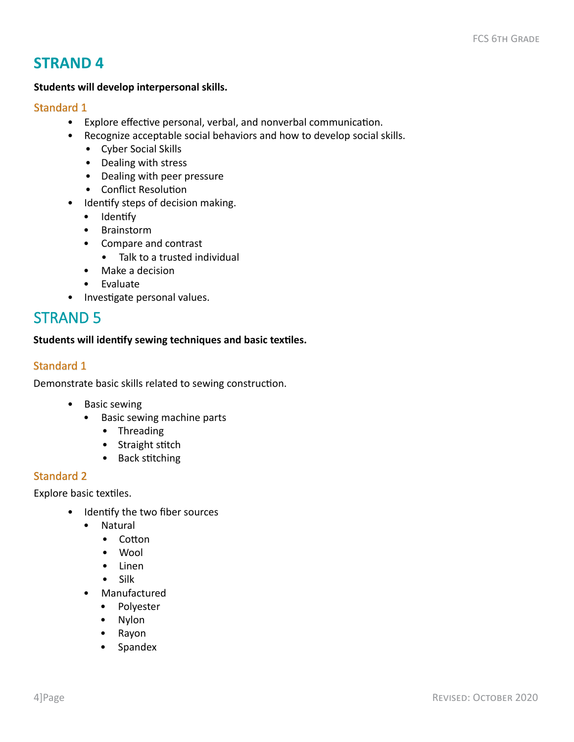## STRAND 4

**Students will develop interpersonal skills.**

### Standard 1

- Explore effective personal, verbal, and nonverbal communication.
- Recognize acceptable social behaviors and how to develop social skills.
  - Cyber Social Skills
  - Dealing with stress
  - Dealing with peer pressure
  - Conflict Resolution
- Identify steps of decision making.
  - Identify
  - Brainstorm
  - Compare and contrast
    - Talk to a trusted individual
  - Make a decision
  - Evaluate
- Investigate personal values.

## STRAND 5

**Students will identify sewing techniques and basic textiles.**

### Standard 1

Demonstrate basic skills related to sewing construction.

- Basic sewing
  - Basic sewing machine parts
    - Threading
    - Straight stitch
    - Back stitching

### Standard 2

Explore basic textiles.

- Identify the two fiber sources
  - Natural
    - Cotton
    - Wool
    - Linen
    - Silk
  - Manufactured
    - Polyester
    - Nylon
    - Rayon
    - Spandex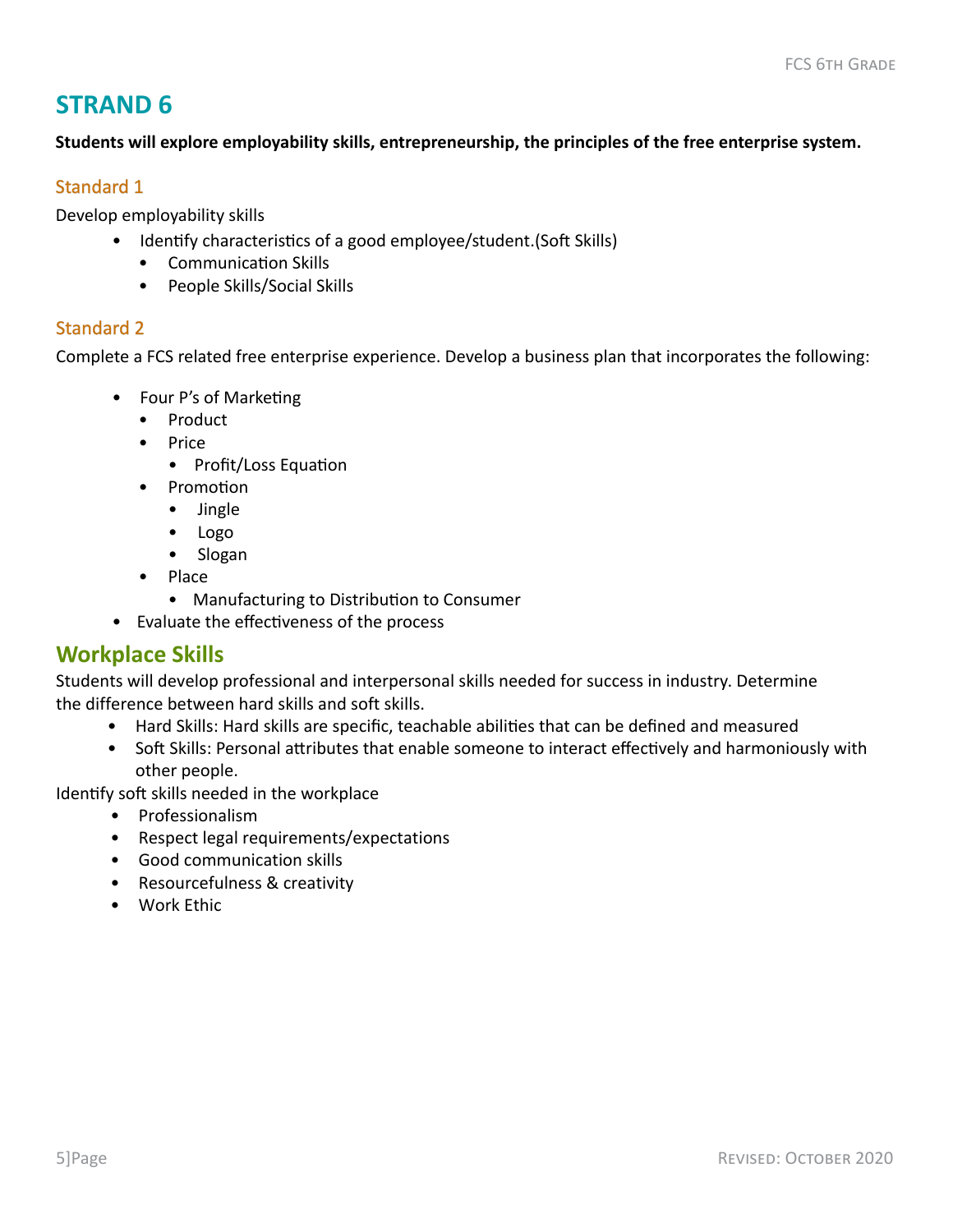# STRAND 6

**Students will explore employability skills, entrepreneurship, the principles of the free enterprise system.**

## Standard 1

Develop employability skills

- Identify characteristics of a good employee/student.(Soft Skills)
  - Communication Skills
  - People Skills/Social Skills

## Standard 2

Complete a FCS related free enterprise experience. Develop a business plan that incorporates the following:

- Four P's of Marketing
  - Product
  - Price
    - Profit/Loss Equation
  - Promotion
    - Jingle
    - Logo
    - Slogan
  - Place
    - Manufacturing to Distribution to Consumer
- Evaluate the effectiveness of the process

## Workplace Skills

Students will develop professional and interpersonal skills needed for success in industry. Determine the difference between hard skills and soft skills.

- Hard Skills: Hard skills are specific, teachable abilities that can be defined and measured
- Soft Skills: Personal attributes that enable someone to interact effectively and harmoniously with other people.

Identify soft skills needed in the workplace

- Professionalism
- Respect legal requirements/expectations
- Good communication skills
- Resourcefulness & creativity
- Work Ethic